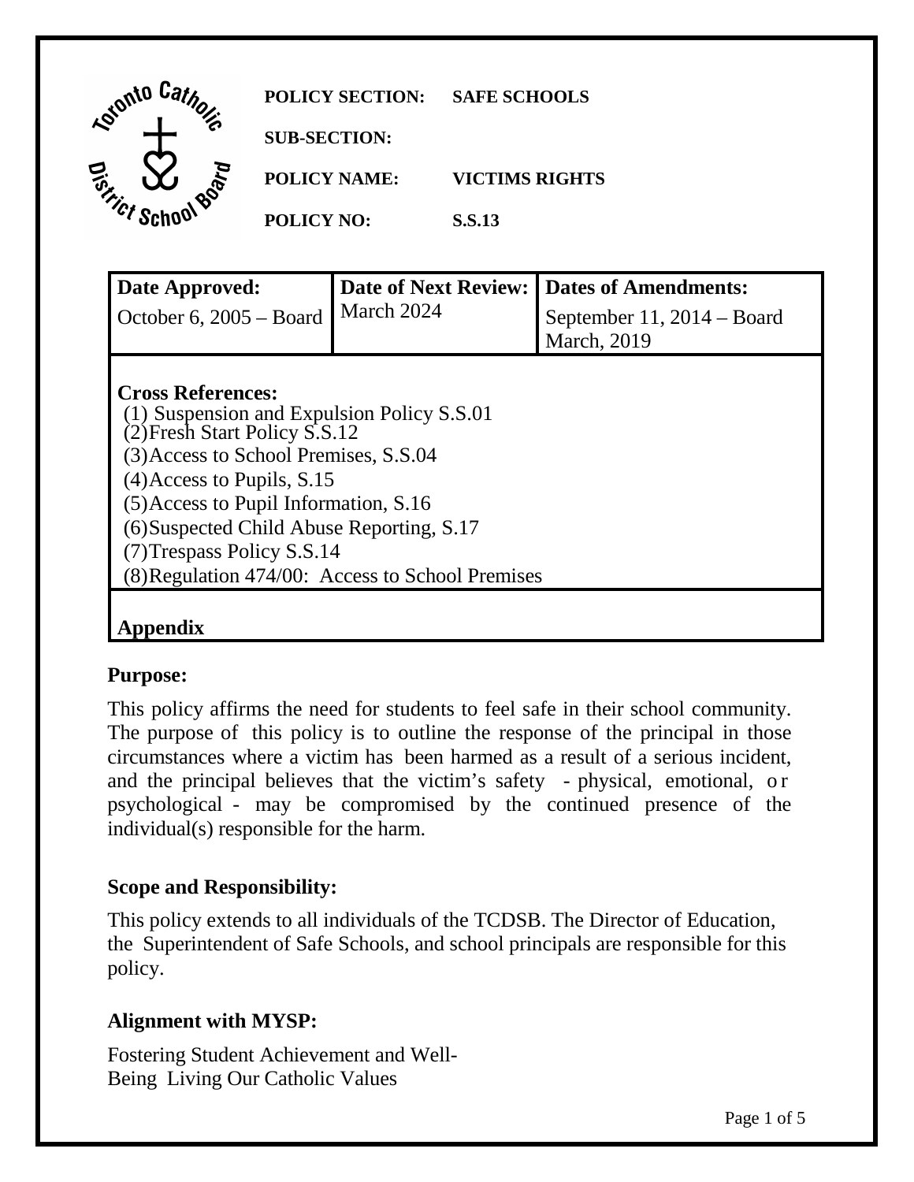**POLICY SECTION:** SAFE SCHOOLS

**SUB-SECTION:**

**POLICY NAME:** VICTIMS RIGHTS

**POLICY NO:** S.S.13

| Date Approved: | Date of Next Review: | Dates of Amendments: |
|---|---|---|
| October 6, 2005 – Board | March 2024 | September 11, 2014 – Board<br>March, 2019 |

**Cross References:**
(1) Suspension and Expulsion Policy S.S.01
(2) Fresh Start Policy S.S.12
(3) Access to School Premises, S.S.04
(4) Access to Pupils, S.15
(5) Access to Pupil Information, S.16
(6) Suspected Child Abuse Reporting, S.17
(7) Trespass Policy S.S.14
(8) Regulation 474/00: Access to School Premises

**Appendix**

## Purpose:

This policy affirms the need for students to feel safe in their school community. The purpose of this policy is to outline the response of the principal in those circumstances where a victim has been harmed as a result of a serious incident, and the principal believes that the victim's safety - physical, emotional, or psychological - may be compromised by the continued presence of the individual(s) responsible for the harm.

## Scope and Responsibility:

This policy extends to all individuals of the TCDSB. The Director of Education, the Superintendent of Safe Schools, and school principals are responsible for this policy.

## Alignment with MYSP:

Fostering Student Achievement and Well-Being Living Our Catholic Values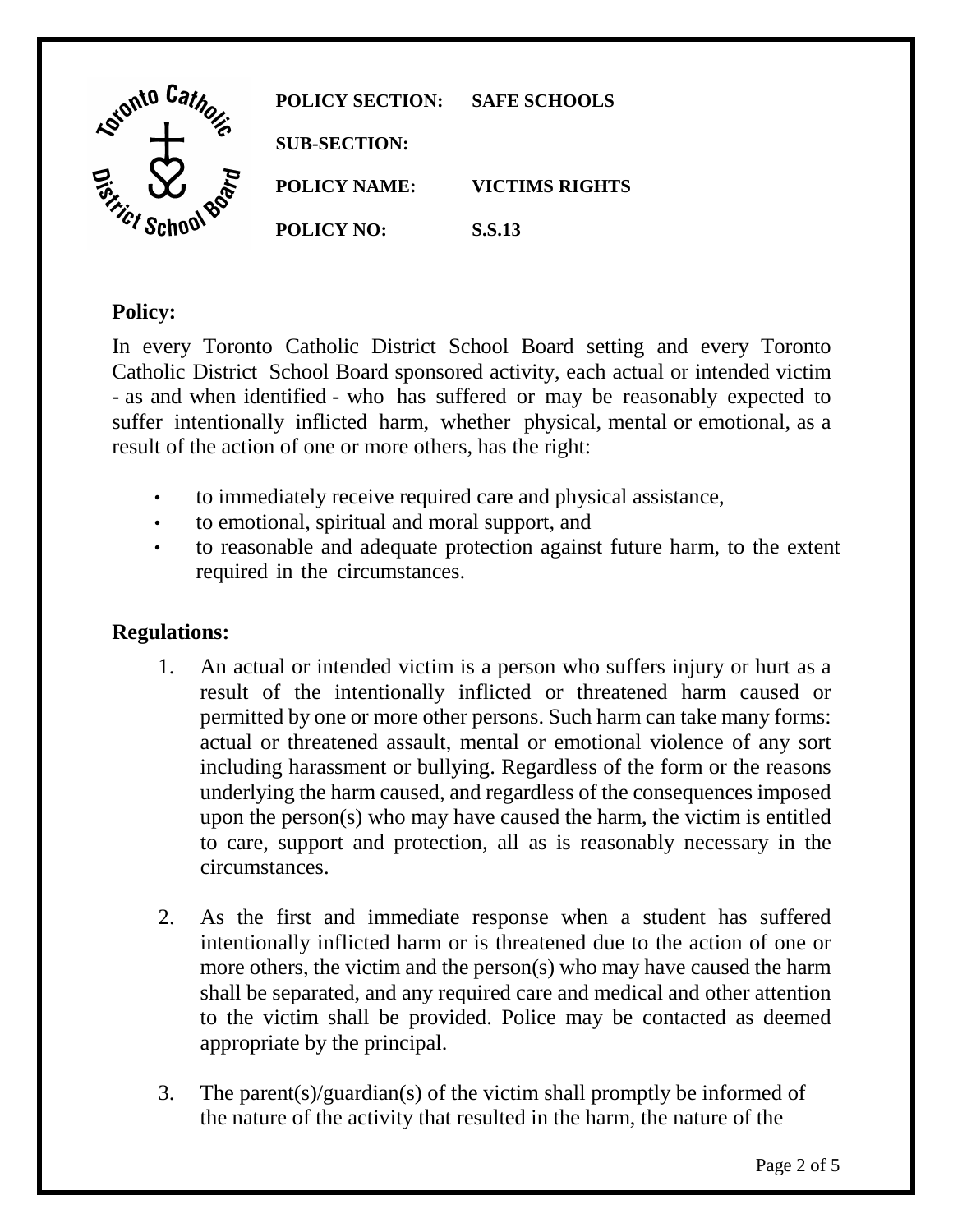| | |
|---|---|
| **POLICY SECTION:** | **SAFE SCHOOLS** |
| **SUB-SECTION:** | |
| **POLICY NAME:** | **VICTIMS RIGHTS** |
| **POLICY NO:** | **S.S.13** |

## Policy:

In every Toronto Catholic District School Board setting and every Toronto Catholic District School Board sponsored activity, each actual or intended victim - as and when identified - who has suffered or may be reasonably expected to suffer intentionally inflicted harm, whether physical, mental or emotional, as a result of the action of one or more others, has the right:

- to immediately receive required care and physical assistance,
- to emotional, spiritual and moral support, and
- to reasonable and adequate protection against future harm, to the extent required in the circumstances.

## Regulations:

1. An actual or intended victim is a person who suffers injury or hurt as a result of the intentionally inflicted or threatened harm caused or permitted by one or more other persons. Such harm can take many forms: actual or threatened assault, mental or emotional violence of any sort including harassment or bullying. Regardless of the form or the reasons underlying the harm caused, and regardless of the consequences imposed upon the person(s) who may have caused the harm, the victim is entitled to care, support and protection, all as is reasonably necessary in the circumstances.

2. As the first and immediate response when a student has suffered intentionally inflicted harm or is threatened due to the action of one or more others, the victim and the person(s) who may have caused the harm shall be separated, and any required care and medical and other attention to the victim shall be provided. Police may be contacted as deemed appropriate by the principal.

3. The parent(s)/guardian(s) of the victim shall promptly be informed of the nature of the activity that resulted in the harm, the nature of the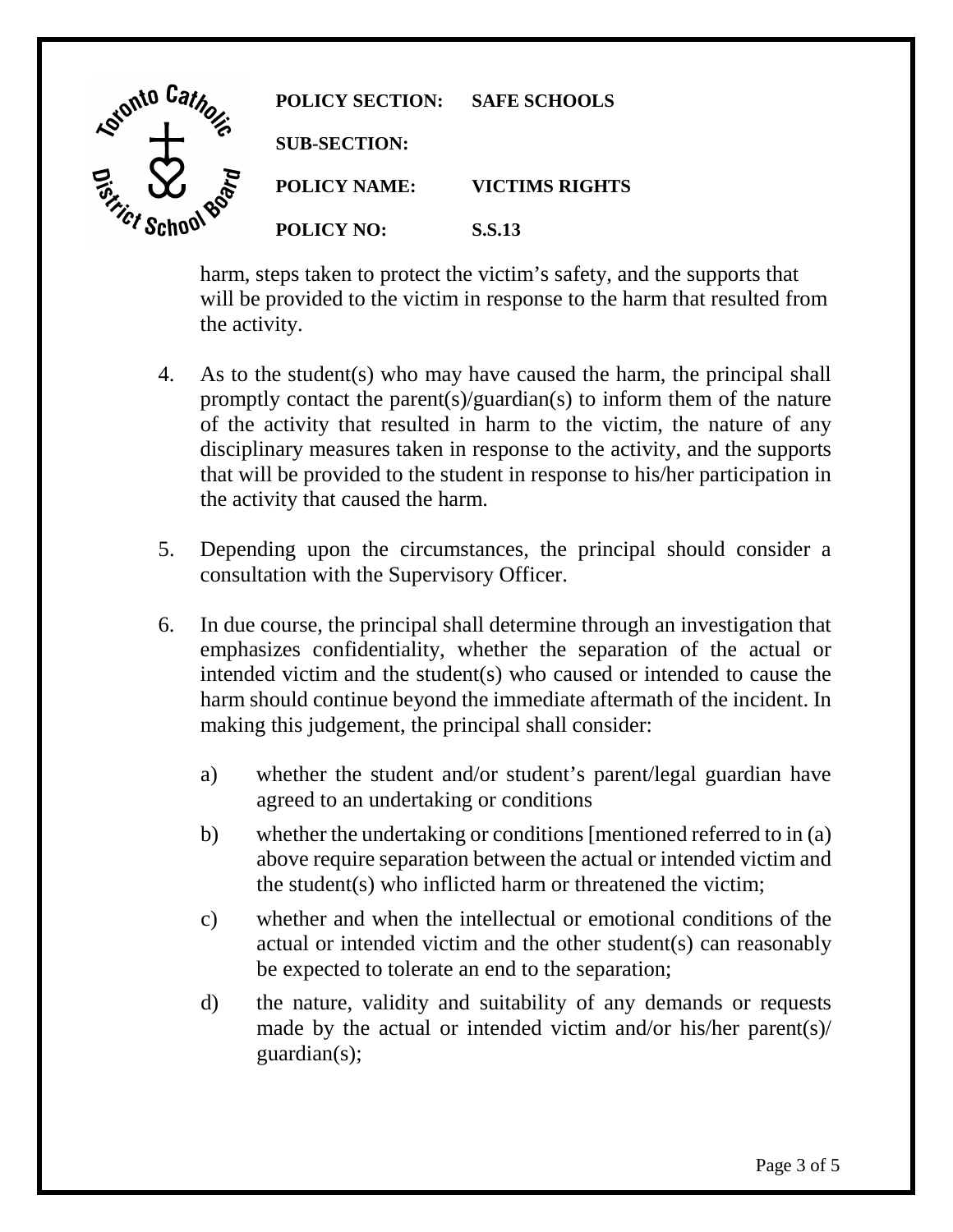harm, steps taken to protect the victim's safety, and the supports that will be provided to the victim in response to the harm that resulted from the activity.

4. As to the student(s) who may have caused the harm, the principal shall promptly contact the parent(s)/guardian(s) to inform them of the nature of the activity that resulted in harm to the victim, the nature of any disciplinary measures taken in response to the activity, and the supports that will be provided to the student in response to his/her participation in the activity that caused the harm.

5. Depending upon the circumstances, the principal should consider a consultation with the Supervisory Officer.

6. In due course, the principal shall determine through an investigation that emphasizes confidentiality, whether the separation of the actual or intended victim and the student(s) who caused or intended to cause the harm should continue beyond the immediate aftermath of the incident. In making this judgement, the principal shall consider:

   a) whether the student and/or student's parent/legal guardian have agreed to an undertaking or conditions

   b) whether the undertaking or conditions [mentioned referred to in (a) above require separation between the actual or intended victim and the student(s) who inflicted harm or threatened the victim;

   c) whether and when the intellectual or emotional conditions of the actual or intended victim and the other student(s) can reasonably be expected to tolerate an end to the separation;

   d) the nature, validity and suitability of any demands or requests made by the actual or intended victim and/or his/her parent(s)/ guardian(s);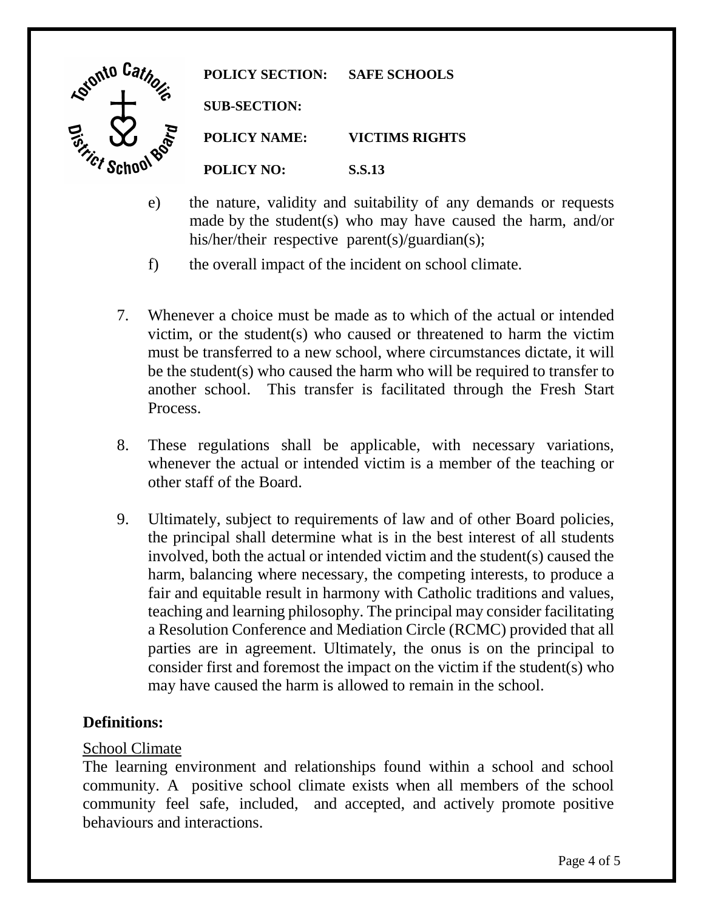**POLICY SECTION:** SAFE SCHOOLS

**SUB-SECTION:**

**POLICY NAME:** VICTIMS RIGHTS

**POLICY NO:** S.S.13

e) the nature, validity and suitability of any demands or requests made by the student(s) who may have caused the harm, and/or his/her/their respective parent(s)/guardian(s);

f) the overall impact of the incident on school climate.

7. Whenever a choice must be made as to which of the actual or intended victim, or the student(s) who caused or threatened to harm the victim must be transferred to a new school, where circumstances dictate, it will be the student(s) who caused the harm who will be required to transfer to another school. This transfer is facilitated through the Fresh Start Process.

8. These regulations shall be applicable, with necessary variations, whenever the actual or intended victim is a member of the teaching or other staff of the Board.

9. Ultimately, subject to requirements of law and of other Board policies, the principal shall determine what is in the best interest of all students involved, both the actual or intended victim and the student(s) caused the harm, balancing where necessary, the competing interests, to produce a fair and equitable result in harmony with Catholic traditions and values, teaching and learning philosophy. The principal may consider facilitating a Resolution Conference and Mediation Circle (RCMC) provided that all parties are in agreement. Ultimately, the onus is on the principal to consider first and foremost the impact on the victim if the student(s) who may have caused the harm is allowed to remain in the school.

**Definitions:**

School Climate

The learning environment and relationships found within a school and school community. A positive school climate exists when all members of the school community feel safe, included, and accepted, and actively promote positive behaviours and interactions.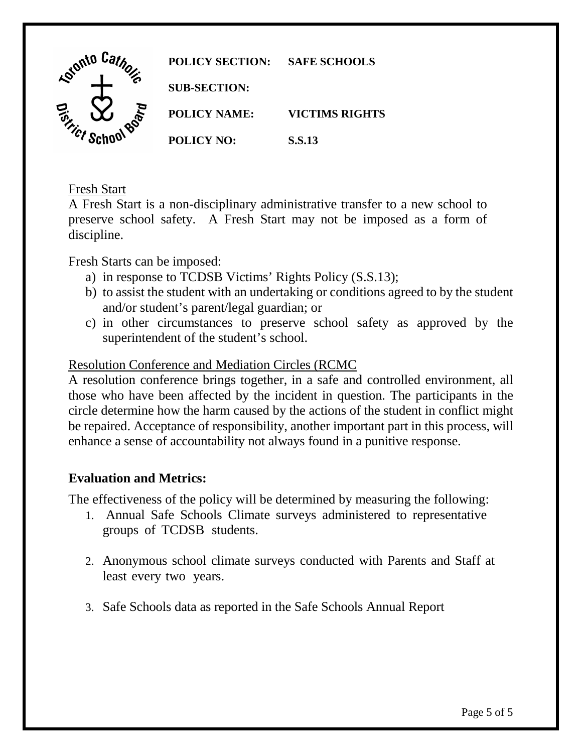**POLICY SECTION:** SAFE SCHOOLS

**SUB-SECTION:**

**POLICY NAME:** VICTIMS RIGHTS

**POLICY NO:** S.S.13

Fresh Start

A Fresh Start is a non-disciplinary administrative transfer to a new school to preserve school safety. A Fresh Start may not be imposed as a form of discipline.

Fresh Starts can be imposed:

a) in response to TCDSB Victims' Rights Policy (S.S.13);
b) to assist the student with an undertaking or conditions agreed to by the student and/or student's parent/legal guardian; or
c) in other circumstances to preserve school safety as approved by the superintendent of the student's school.

Resolution Conference and Mediation Circles (RCMC

A resolution conference brings together, in a safe and controlled environment, all those who have been affected by the incident in question. The participants in the circle determine how the harm caused by the actions of the student in conflict might be repaired. Acceptance of responsibility, another important part in this process, will enhance a sense of accountability not always found in a punitive response.

## Evaluation and Metrics:

The effectiveness of the policy will be determined by measuring the following:

1. Annual Safe Schools Climate surveys administered to representative groups of TCDSB students.

2. Anonymous school climate surveys conducted with Parents and Staff at least every two years.

3. Safe Schools data as reported in the Safe Schools Annual Report